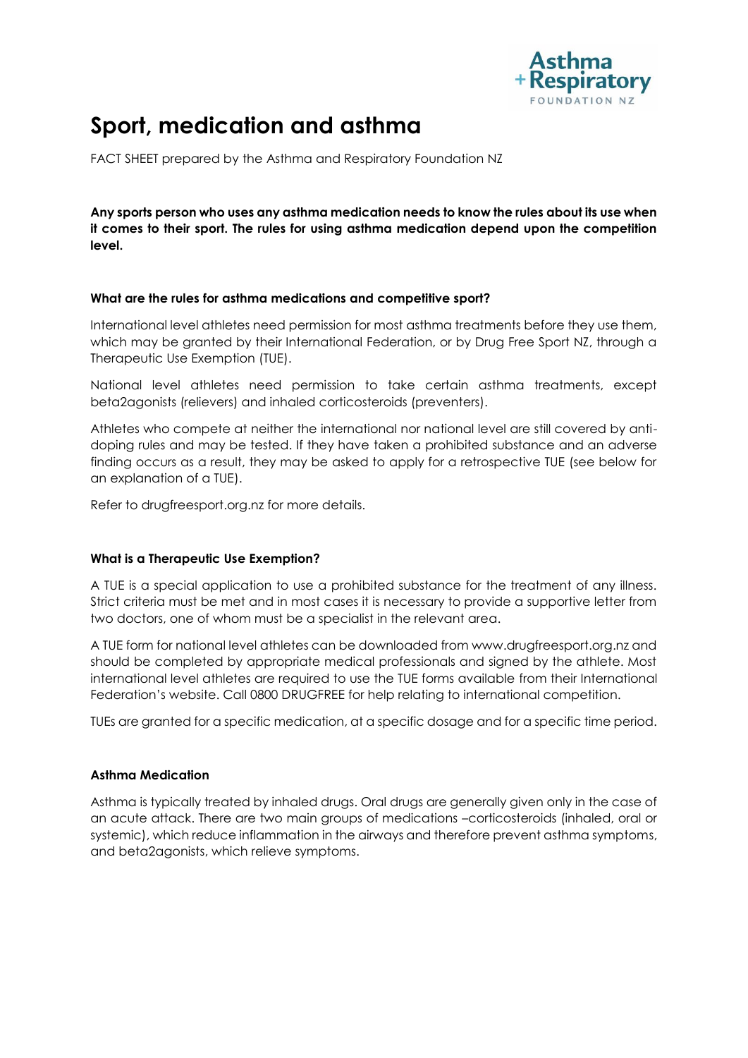# Sport, medication and asthma

FACT SHEET prepared by the Asthma and Respiratory Foundation NZ

**Any sports person who uses any asthma medication needs to know the rules about its use when it comes to their sport. The rules for using asthma medication depend upon the competition level.**

### What are the rules for asthma medications and competitive sport?

International level athletes need permission for most asthma treatments before they use them, which may be granted by their International Federation, or by Drug Free Sport NZ, through a Therapeutic Use Exemption (TUE).

National level athletes need permission to take certain asthma treatments, except beta2agonists (relievers) and inhaled corticosteroids (preventers).

Athletes who compete at neither the international nor national level are still covered by anti-doping rules and may be tested. If they have taken a prohibited substance and an adverse finding occurs as a result, they may be asked to apply for a retrospective TUE (see below for an explanation of a TUE).

Refer to drugfreesport.org.nz for more details.

### What is a Therapeutic Use Exemption?

A TUE is a special application to use a prohibited substance for the treatment of any illness. Strict criteria must be met and in most cases it is necessary to provide a supportive letter from two doctors, one of whom must be a specialist in the relevant area.

A TUE form for national level athletes can be downloaded from www.drugfreesport.org.nz and should be completed by appropriate medical professionals and signed by the athlete. Most international level athletes are required to use the TUE forms available from their International Federation's website. Call 0800 DRUGFREE for help relating to international competition.

TUEs are granted for a specific medication, at a specific dosage and for a specific time period.

### Asthma Medication

Asthma is typically treated by inhaled drugs. Oral drugs are generally given only in the case of an acute attack. There are two main groups of medications –corticosteroids (inhaled, oral or systemic), which reduce inflammation in the airways and therefore prevent asthma symptoms, and beta2agonists, which relieve symptoms.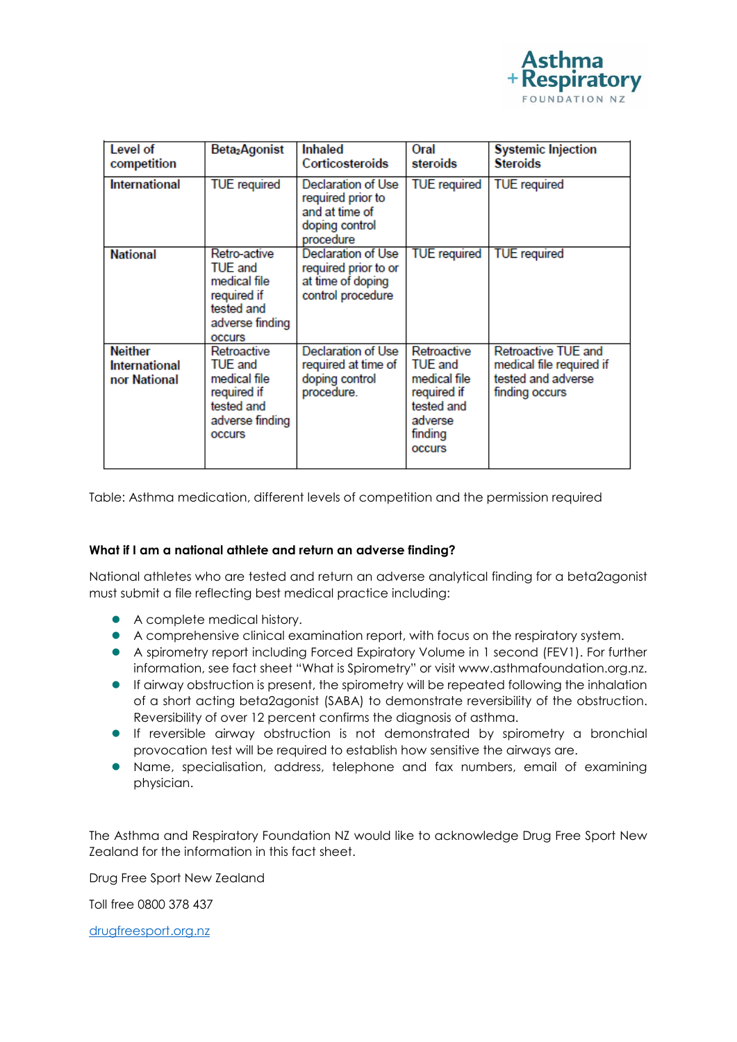| Level of competition | $Beta_2$Agonist | Inhaled Corticosteroids | Oral steroids | Systemic Injection Steroids |
|---|---|---|---|---|
| International | TUE required | Declaration of Use required prior to and at time of doping control procedure | TUE required | TUE required |
| National | Retro-active TUE and medical file required if tested and adverse finding occurs | Declaration of Use required prior to or at time of doping control procedure | TUE required | TUE required |
| Neither International nor National | Retroactive TUE and medical file required if tested and adverse finding occurs | Declaration of Use required at time of doping control procedure. | Retroactive TUE and medical file required if tested and adverse finding occurs | Retroactive TUE and medical file required if tested and adverse finding occurs |

Table: Asthma medication, different levels of competition and the permission required

**What if I am a national athlete and return an adverse finding?**

National athletes who are tested and return an adverse analytical finding for a beta2agonist must submit a file reflecting best medical practice including:

- A complete medical history.
- A comprehensive clinical examination report, with focus on the respiratory system.
- A spirometry report including Forced Expiratory Volume in 1 second (FEV1). For further information, see fact sheet "What is Spirometry" or visit www.asthmafoundation.org.nz.
- If airway obstruction is present, the spirometry will be repeated following the inhalation of a short acting beta2agonist (SABA) to demonstrate reversibility of the obstruction. Reversibility of over 12 percent confirms the diagnosis of asthma.
- If reversible airway obstruction is not demonstrated by spirometry a bronchial provocation test will be required to establish how sensitive the airways are.
- Name, specialisation, address, telephone and fax numbers, email of examining physician.

The Asthma and Respiratory Foundation NZ would like to acknowledge Drug Free Sport New Zealand for the information in this fact sheet.

Drug Free Sport New Zealand

Toll free 0800 378 437

drugfreesport.org.nz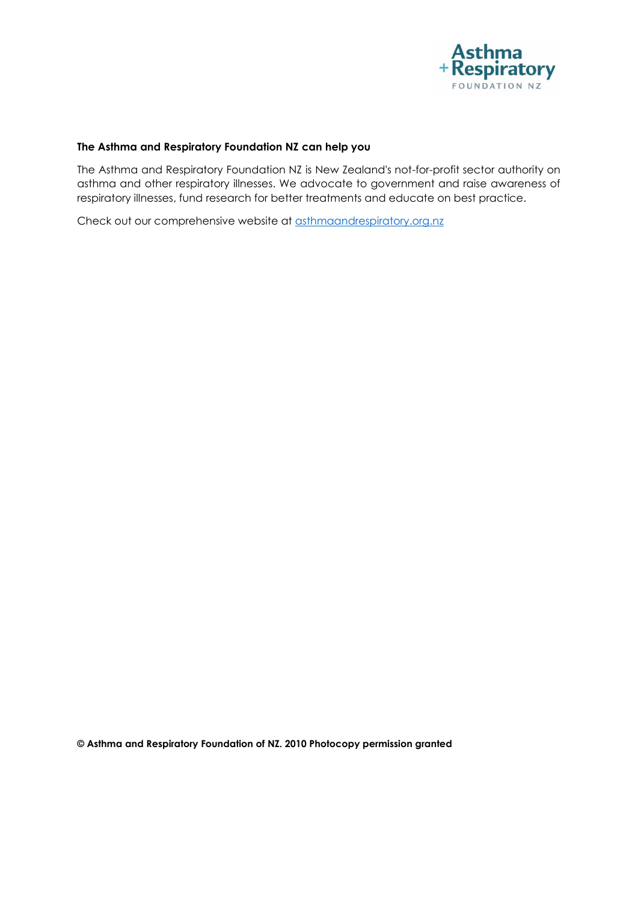**The Asthma and Respiratory Foundation NZ can help you**

The Asthma and Respiratory Foundation NZ is New Zealand's not-for-profit sector authority on asthma and other respiratory illnesses. We advocate to government and raise awareness of respiratory illnesses, fund research for better treatments and educate on best practice.

Check out our comprehensive website at [asthmaandrespiratory.org.nz](asthmaandrespiratory.org.nz)

**© Asthma and Respiratory Foundation of NZ. 2010 Photocopy permission granted**